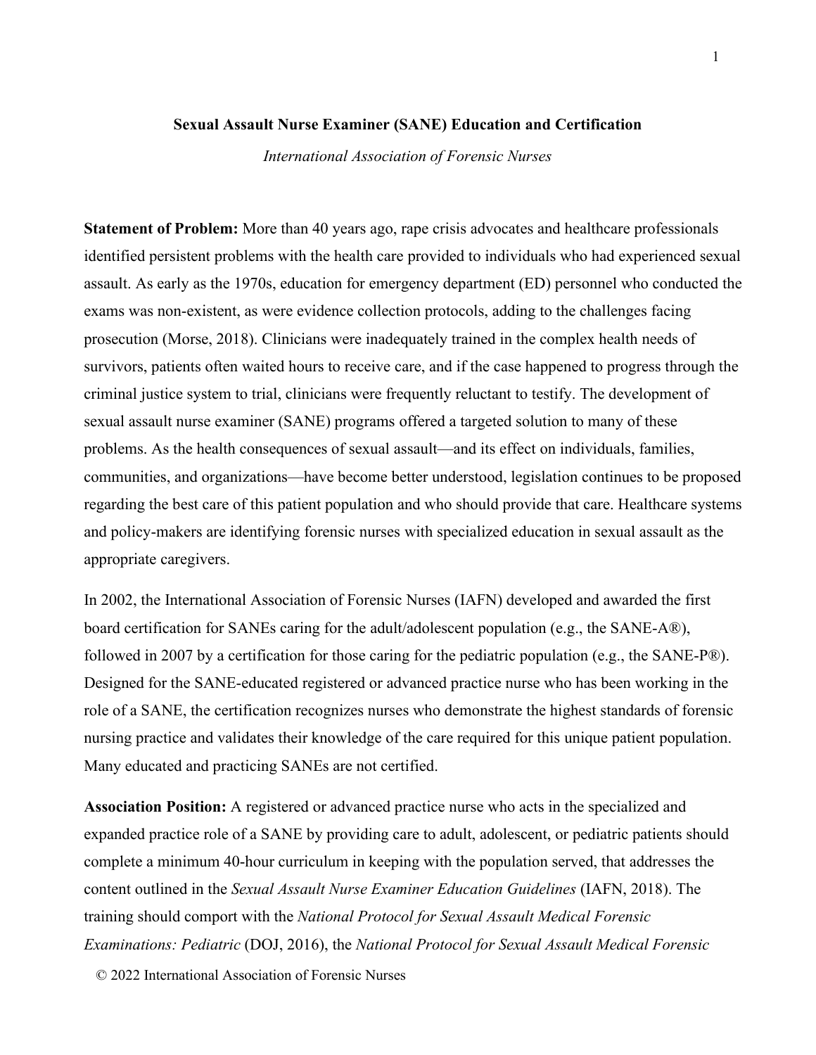# Sexual Assault Nurse Examiner (SANE) Education and Certification

*International Association of Forensic Nurses*

**Statement of Problem:** More than 40 years ago, rape crisis advocates and healthcare professionals identified persistent problems with the health care provided to individuals who had experienced sexual assault. As early as the 1970s, education for emergency department (ED) personnel who conducted the exams was non-existent, as were evidence collection protocols, adding to the challenges facing prosecution (Morse, 2018). Clinicians were inadequately trained in the complex health needs of survivors, patients often waited hours to receive care, and if the case happened to progress through the criminal justice system to trial, clinicians were frequently reluctant to testify. The development of sexual assault nurse examiner (SANE) programs offered a targeted solution to many of these problems. As the health consequences of sexual assault—and its effect on individuals, families, communities, and organizations—have become better understood, legislation continues to be proposed regarding the best care of this patient population and who should provide that care. Healthcare systems and policy-makers are identifying forensic nurses with specialized education in sexual assault as the appropriate caregivers.

In 2002, the International Association of Forensic Nurses (IAFN) developed and awarded the first board certification for SANEs caring for the adult/adolescent population (e.g., the SANE-A®), followed in 2007 by a certification for those caring for the pediatric population (e.g., the SANE-P®). Designed for the SANE-educated registered or advanced practice nurse who has been working in the role of a SANE, the certification recognizes nurses who demonstrate the highest standards of forensic nursing practice and validates their knowledge of the care required for this unique patient population. Many educated and practicing SANEs are not certified.

**Association Position:** A registered or advanced practice nurse who acts in the specialized and expanded practice role of a SANE by providing care to adult, adolescent, or pediatric patients should complete a minimum 40-hour curriculum in keeping with the population served, that addresses the content outlined in the *Sexual Assault Nurse Examiner Education Guidelines* (IAFN, 2018). The training should comport with the *National Protocol for Sexual Assault Medical Forensic Examinations: Pediatric* (DOJ, 2016), the *National Protocol for Sexual Assault Medical Forensic*

© 2022 International Association of Forensic Nurses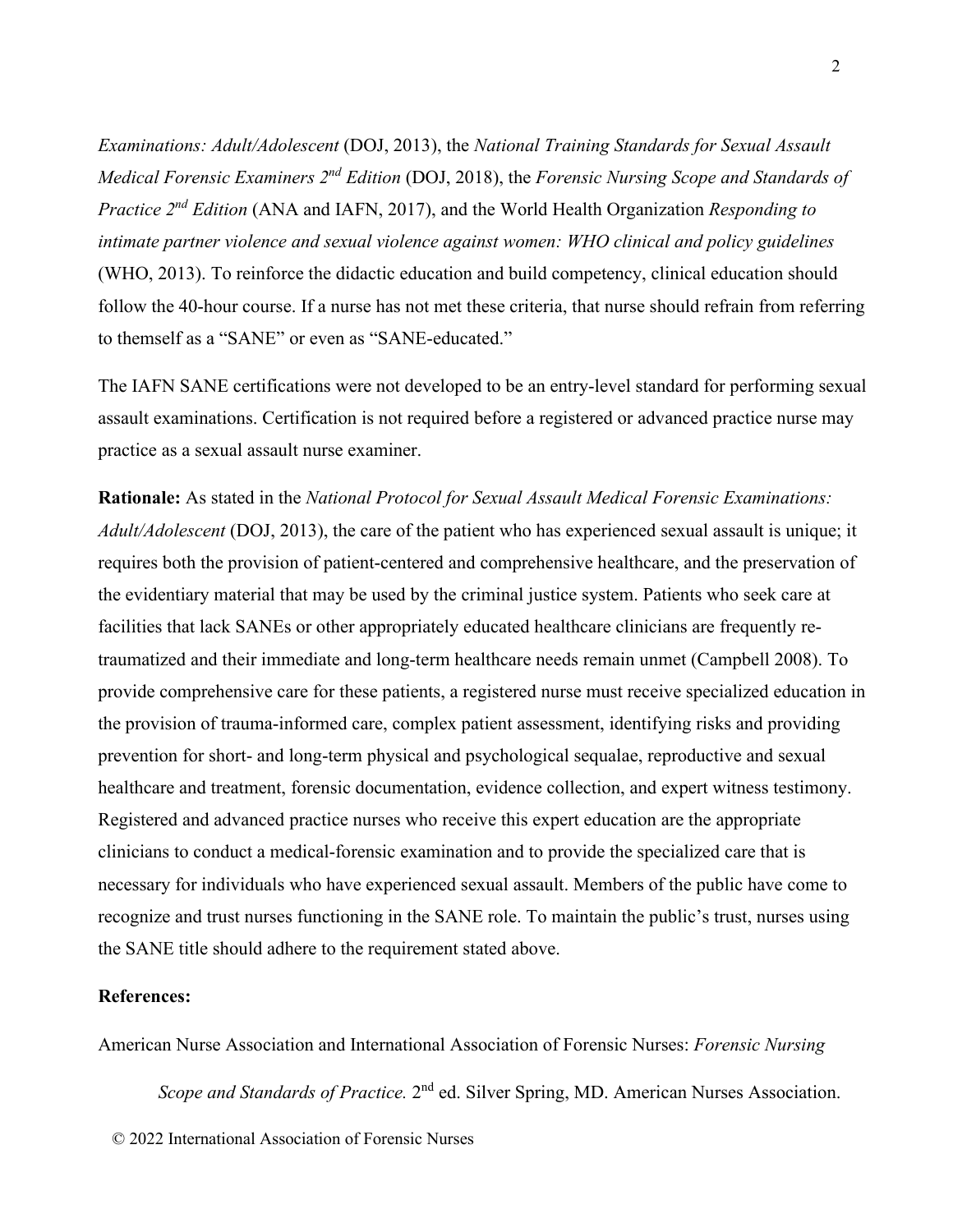*Examinations: Adult/Adolescent* (DOJ, 2013), the *National Training Standards for Sexual Assault Medical Forensic Examiners 2nd Edition* (DOJ, 2018), the *Forensic Nursing Scope and Standards of Practice 2nd Edition* (ANA and IAFN, 2017), and the World Health Organization *Responding to intimate partner violence and sexual violence against women: WHO clinical and policy guidelines* (WHO, 2013). To reinforce the didactic education and build competency, clinical education should follow the 40-hour course. If a nurse has not met these criteria, that nurse should refrain from referring to themself as a "SANE" or even as "SANE-educated."

The IAFN SANE certifications were not developed to be an entry-level standard for performing sexual assault examinations. Certification is not required before a registered or advanced practice nurse may practice as a sexual assault nurse examiner.

**Rationale:** As stated in the *National Protocol for Sexual Assault Medical Forensic Examinations: Adult/Adolescent* (DOJ, 2013), the care of the patient who has experienced sexual assault is unique; it requires both the provision of patient-centered and comprehensive healthcare, and the preservation of the evidentiary material that may be used by the criminal justice system. Patients who seek care at facilities that lack SANEs or other appropriately educated healthcare clinicians are frequently re-traumatized and their immediate and long-term healthcare needs remain unmet (Campbell 2008). To provide comprehensive care for these patients, a registered nurse must receive specialized education in the provision of trauma-informed care, complex patient assessment, identifying risks and providing prevention for short- and long-term physical and psychological sequalae, reproductive and sexual healthcare and treatment, forensic documentation, evidence collection, and expert witness testimony. Registered and advanced practice nurses who receive this expert education are the appropriate clinicians to conduct a medical-forensic examination and to provide the specialized care that is necessary for individuals who have experienced sexual assault. Members of the public have come to recognize and trust nurses functioning in the SANE role. To maintain the public's trust, nurses using the SANE title should adhere to the requirement stated above.

**References:**

American Nurse Association and International Association of Forensic Nurses: *Forensic Nursing Scope and Standards of Practice.* 2nd ed. Silver Spring, MD. American Nurses Association.

© 2022 International Association of Forensic Nurses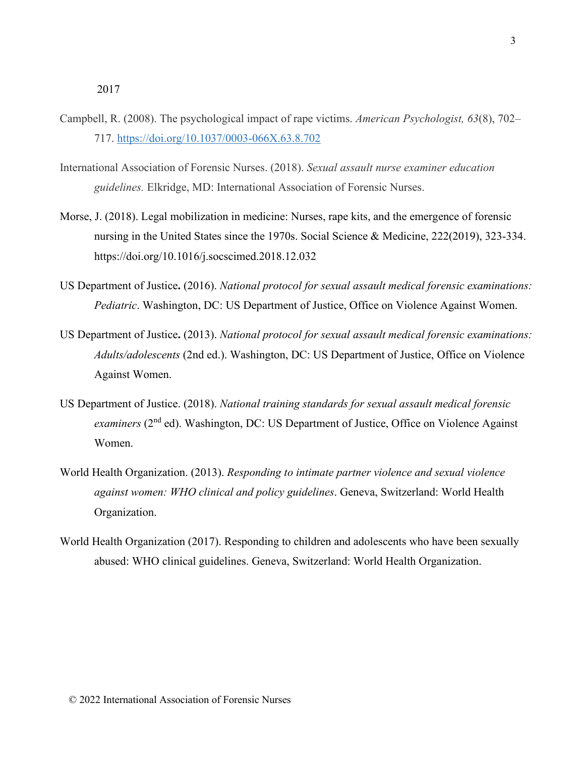2017

Campbell, R. (2008). The psychological impact of rape victims. *American Psychologist, 63*(8), 702–717. https://doi.org/10.1037/0003-066X.63.8.702

International Association of Forensic Nurses. (2018). *Sexual assault nurse examiner education guidelines.* Elkridge, MD: International Association of Forensic Nurses.

Morse, J. (2018). Legal mobilization in medicine: Nurses, rape kits, and the emergence of forensic nursing in the United States since the 1970s. Social Science & Medicine, 222(2019), 323-334. https://doi.org/10.1016/j.socscimed.2018.12.032

US Department of Justice**.** (2016). *National protocol for sexual assault medical forensic examinations: Pediatric*. Washington, DC: US Department of Justice, Office on Violence Against Women.

US Department of Justice**.** (2013). *National protocol for sexual assault medical forensic examinations: Adults/adolescents* (2nd ed.). Washington, DC: US Department of Justice, Office on Violence Against Women.

US Department of Justice. (2018). *National training standards for sexual assault medical forensic examiners* (2nd ed). Washington, DC: US Department of Justice, Office on Violence Against Women.

World Health Organization. (2013). *Responding to intimate partner violence and sexual violence against women: WHO clinical and policy guidelines*. Geneva, Switzerland: World Health Organization.

World Health Organization (2017). Responding to children and adolescents who have been sexually abused: WHO clinical guidelines. Geneva, Switzerland: World Health Organization.

© 2022 International Association of Forensic Nurses